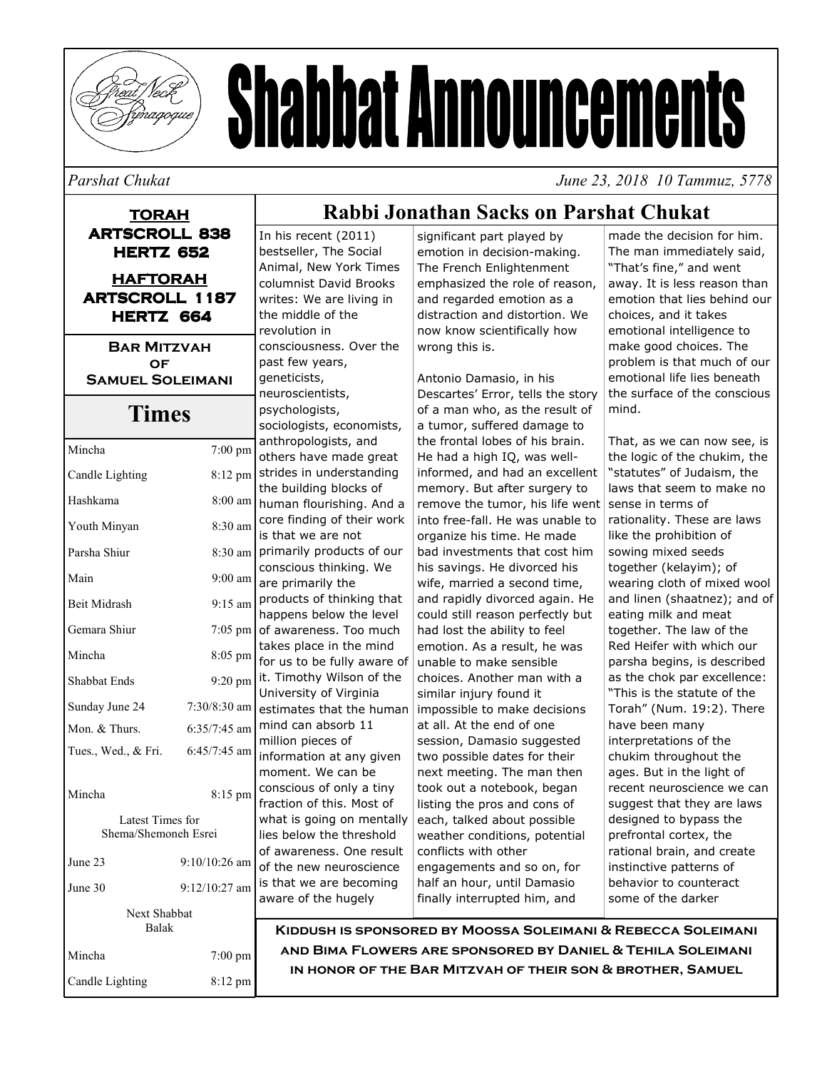# Shabbat Announcements

*Parshat Chukat* *June 23, 2018 10 Tammuz, 5778*

**TORAH**
**ARTSCROLL 838**
**HERTZ 652**

**HAFTORAH**
**ARTSCROLL 1187**
**HERTZ 664**

**BAR MITZVAH OF SAMUEL SOLEIMANI**

## Times

| | |
|---|---|
| Mincha | 7:00 pm |
| Candle Lighting | 8:12 pm |
| Hashkama | 8:00 am |
| Youth Minyan | 8:30 am |
| Parsha Shiur | 8:30 am |
| Main | 9:00 am |
| Beit Midrash | 9:15 am |
| Gemara Shiur | 7:05 pm |
| Mincha | 8:05 pm |
| Shabbat Ends | 9:20 pm |
| Sunday June 24 | 7:30/8:30 am |
| Mon. & Thurs. | 6:35/7:45 am |
| Tues., Wed., & Fri. | 6:45/7:45 am |
| Mincha | 8:15 pm |

Latest Times for Shema/Shemoneh Esrei

| | |
|---|---|
| June 23 | 9:10/10:26 am |
| June 30 | 9:12/10:27 am |

Next Shabbat Balak

| | |
|---|---|
| Mincha | 7:00 pm |
| Candle Lighting | 8:12 pm |

## Rabbi Jonathan Sacks on Parshat Chukat

In his recent (2011) bestseller, The Social Animal, New York Times columnist David Brooks writes: We are living in the middle of the revolution in consciousness. Over the past few years, geneticists, neuroscientists, psychologists, sociologists, economists, anthropologists, and others have made great strides in understanding the building blocks of human flourishing. And a core finding of their work is that we are not primarily products of our conscious thinking. We are primarily the products of thinking that happens below the level of awareness. Too much takes place in the mind for us to be fully aware of it. Timothy Wilson of the University of Virginia estimates that the human mind can absorb 11 million pieces of information at any given moment. We can be conscious of only a tiny fraction of this. Most of what is going on mentally lies below the threshold of awareness. One result of the new neuroscience is that we are becoming aware of the hugely significant part played by emotion in decision-making. The French Enlightenment emphasized the role of reason, and regarded emotion as a distraction and distortion. We now know scientifically how wrong this is.

Antonio Damasio, in his Descartes' Error, tells the story of a man who, as the result of a tumor, suffered damage to the frontal lobes of his brain. He had a high IQ, was well-informed, and had an excellent memory. But after surgery to remove the tumor, his life went into free-fall. He was unable to organize his time. He made bad investments that cost him his savings. He divorced his wife, married a second time, and rapidly divorced again. He could still reason perfectly but had lost the ability to feel emotion. As a result, he was unable to make sensible choices. Another man with a similar injury found it impossible to make decisions at all. At the end of one session, Damasio suggested two possible dates for their next meeting. The man then took out a notebook, began listing the pros and cons of each, talked about possible weather conditions, potential conflicts with other engagements and so on, for half an hour, until Damasio finally interrupted him, and made the decision for him. The man immediately said, "That's fine," and went away. It is less reason than emotion that lies behind our choices, and it takes emotional intelligence to make good choices. The problem is that much of our emotional life lies beneath the surface of the conscious mind.

That, as we can now see, is the logic of the chukim, the "statutes" of Judaism, the laws that seem to make no sense in terms of rationality. These are laws like the prohibition of sowing mixed seeds together (kelayim); of wearing cloth of mixed wool and linen (shaatnez); and of eating milk and meat together. The law of the Red Heifer with which our parsha begins, is described as the chok par excellence: "This is the statute of the Torah" (Num. 19:2). There have been many interpretations of the chukim throughout the ages. But in the light of recent neuroscience we can suggest that they are laws designed to bypass the prefrontal cortex, the rational brain, and create instinctive patterns of behavior to counteract some of the darker

**Kiddush is sponsored by Moossa Soleimani & Rebecca Soleimani and Bima Flowers are sponsored by Daniel & Tehila Soleimani in honor of the Bar Mitzvah of their son & brother, Samuel**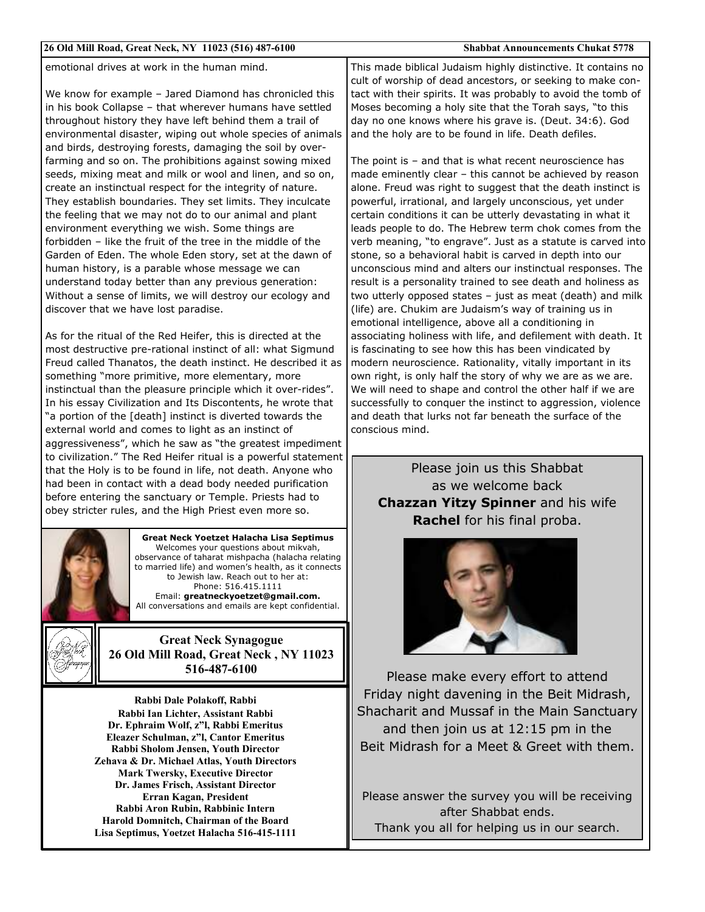emotional drives at work in the human mind.

We know for example – Jared Diamond has chronicled this in his book Collapse – that wherever humans have settled throughout history they have left behind them a trail of environmental disaster, wiping out whole species of animals and birds, destroying forests, damaging the soil by over-farming and so on. The prohibitions against sowing mixed seeds, mixing meat and milk or wool and linen, and so on, create an instinctual respect for the integrity of nature. They establish boundaries. They set limits. They inculcate the feeling that we may not do to our animal and plant environment everything we wish. Some things are forbidden – like the fruit of the tree in the middle of the Garden of Eden. The whole Eden story, set at the dawn of human history, is a parable whose message we can understand today better than any previous generation: Without a sense of limits, we will destroy our ecology and discover that we have lost paradise.

As for the ritual of the Red Heifer, this is directed at the most destructive pre-rational instinct of all: what Sigmund Freud called Thanatos, the death instinct. He described it as something "more primitive, more elementary, more instinctual than the pleasure principle which it over-rides". In his essay Civilization and Its Discontents, he wrote that "a portion of the [death] instinct is diverted towards the external world and comes to light as an instinct of aggressiveness", which he saw as "the greatest impediment to civilization." The Red Heifer ritual is a powerful statement that the Holy is to be found in life, not death. Anyone who had been in contact with a dead body needed purification before entering the sanctuary or Temple. Priests had to obey stricter rules, and the High Priest even more so.

This made biblical Judaism highly distinctive. It contains no cult of worship of dead ancestors, or seeking to make contact with their spirits. It was probably to avoid the tomb of Moses becoming a holy site that the Torah says, "to this day no one knows where his grave is. (Deut. 34:6). God and the holy are to be found in life. Death defiles.

The point is – and that is what recent neuroscience has made eminently clear – this cannot be achieved by reason alone. Freud was right to suggest that the death instinct is powerful, irrational, and largely unconscious, yet under certain conditions it can be utterly devastating in what it leads people to do. The Hebrew term chok comes from the verb meaning, "to engrave". Just as a statute is carved into stone, so a behavioral habit is carved in depth into our unconscious mind and alters our instinctual responses. The result is a personality trained to see death and holiness as two utterly opposed states – just as meat (death) and milk (life) are. Chukim are Judaism's way of training us in emotional intelligence, above all a conditioning in associating holiness with life, and defilement with death. It is fascinating to see how this has been vindicated by modern neuroscience. Rationality, vitally important in its own right, is only half the story of why we are as we are. We will need to shape and control the other half if we are successfully to conquer the instinct to aggression, violence and death that lurks not far beneath the surface of the conscious mind.

**Great Neck Yoetzet Halacha Lisa Septimus**
Welcomes your questions about mikvah, observance of taharat mishpacha (halacha relating to married life) and women's health, as it connects to Jewish law. Reach out to her at:
Phone: 516.415.1111
Email: **greatneckyoetzet@gmail.com.**
All conversations and emails are kept confidential.

**Great Neck Synagogue**
**26 Old Mill Road, Great Neck , NY 11023**
**516-487-6100**

**Rabbi Dale Polakoff, Rabbi**
**Rabbi Ian Lichter, Assistant Rabbi**
**Dr. Ephraim Wolf, z"l, Rabbi Emeritus**
**Eleazer Schulman, z"l, Cantor Emeritus**
**Rabbi Sholom Jensen, Youth Director**
**Zehava & Dr. Michael Atlas, Youth Directors**
**Mark Twersky, Executive Director**
**Dr. James Frisch, Assistant Director**
**Erran Kagan, President**
**Rabbi Aron Rubin, Rabbinic Intern**
**Harold Domnitch, Chairman of the Board**
**Lisa Septimus, Yoetzet Halacha 516-415-1111**

Please join us this Shabbat as we welcome back **Chazzan Yitzy Spinner** and his wife **Rachel** for his final proba.

Please make every effort to attend Friday night davening in the Beit Midrash, Shacharit and Mussaf in the Main Sanctuary and then join us at 12:15 pm in the Beit Midrash for a Meet & Greet with them.

Please answer the survey you will be receiving after Shabbat ends.
Thank you all for helping us in our search.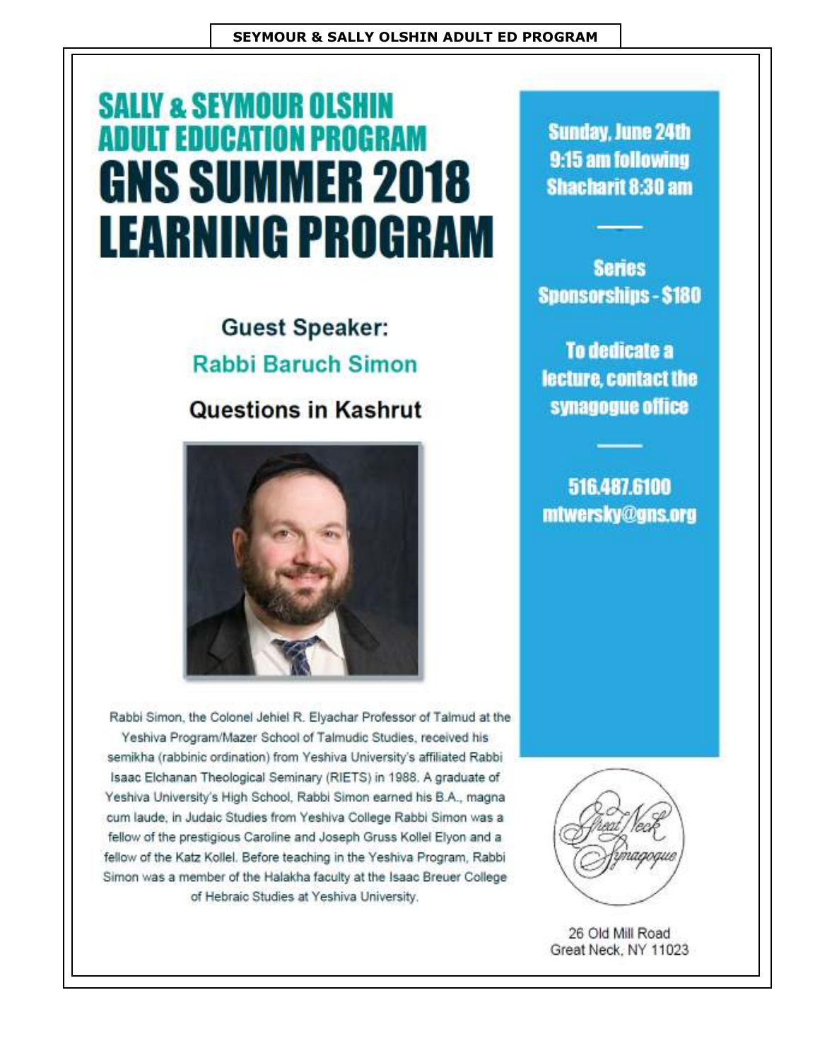**SEYMOUR & SALLY OLSHIN ADULT ED PROGRAM**

# SALLY & SEYMOUR OLSHIN ADULT EDUCATION PROGRAM

# GNS SUMMER 2018 LEARNING PROGRAM

## Guest Speaker:

## Rabbi Baruch Simon

## Questions in Kashrut

Rabbi Simon, the Colonel Jehiel R. Elyachar Professor of Talmud at the Yeshiva Program/Mazer School of Talmudic Studies, received his semikha (rabbinic ordination) from Yeshiva University's affiliated Rabbi Isaac Elchanan Theological Seminary (RIETS) in 1988. A graduate of Yeshiva University's High School, Rabbi Simon earned his B.A., magna cum laude, in Judaic Studies from Yeshiva College Rabbi Simon was a fellow of the prestigious Caroline and Joseph Gruss Kollel Elyon and a fellow of the Katz Kollel. Before teaching in the Yeshiva Program, Rabbi Simon was a member of the Halakha faculty at the Isaac Breuer College of Hebraic Studies at Yeshiva University.

**Sunday, June 24th**
**9:15 am following**
**Shacharit 8:30 am**

---

**Series Sponsorships - $180**

**To dedicate a lecture, contact the synagogue office**

---

**516.487.6100**
**mtwersky@gns.org**

Great Neck Synagogue

26 Old Mill Road
Great Neck, NY 11023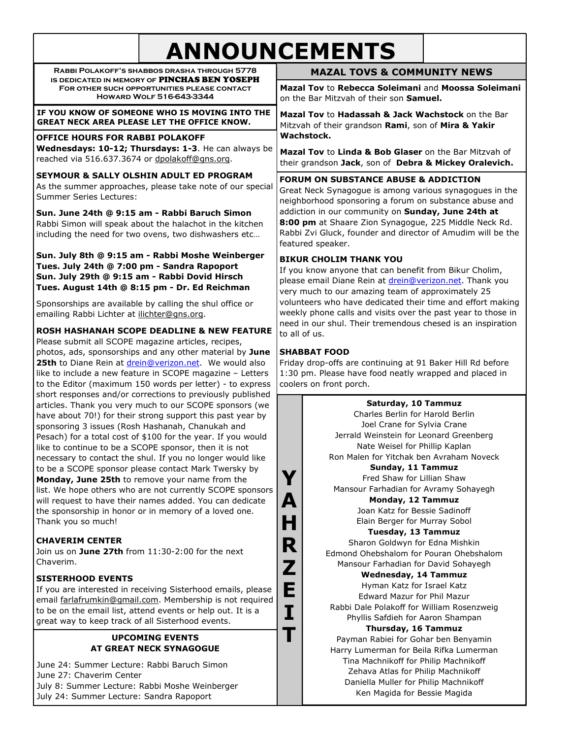# ANNOUNCEMENTS

**RABBI POLAKOFF'S SHABBOS DRASHA THROUGH 5778 IS DEDICATED IN MEMORY OF PINCHAS BEN YOSEPH**
**FOR OTHER SUCH OPPORTUNITIES PLEASE CONTACT HOWARD WOLF 516-643-3344**

**IF YOU KNOW OF SOMEONE WHO IS MOVING INTO THE GREAT NECK AREA PLEASE LET THE OFFICE KNOW.**

**OFFICE HOURS FOR RABBI POLAKOFF**
**Wednesdays: 10-12; Thursdays: 1-3**. He can always be reached via 516.637.3674 or dpolakoff@gns.org.

**SEYMOUR & SALLY OLSHIN ADULT ED PROGRAM**
As the summer approaches, please take note of our special Summer Series Lectures:

**Sun. June 24th @ 9:15 am - Rabbi Baruch Simon**
Rabbi Simon will speak about the halachot in the kitchen including the need for two ovens, two dishwashers etc…

**Sun. July 8th @ 9:15 am - Rabbi Moshe Weinberger**
**Tues. July 24th @ 7:00 pm - Sandra Rapoport**
**Sun. July 29th @ 9:15 am - Rabbi Dovid Hirsch**
**Tues. August 14th @ 8:15 pm - Dr. Ed Reichman**

Sponsorships are available by calling the shul office or emailing Rabbi Lichter at ilichter@gns.org.

**ROSH HASHANAH SCOPE DEADLINE & NEW FEATURE**
Please submit all SCOPE magazine articles, recipes, photos, ads, sponsorships and any other material by **June 25th** to Diane Rein at drein@verizon.net. We would also like to include a new feature in SCOPE magazine – Letters to the Editor (maximum 150 words per letter) - to express short responses and/or corrections to previously published articles. Thank you very much to our SCOPE sponsors (we have about 70!) for their strong support this past year by sponsoring 3 issues (Rosh Hashanah, Chanukah and Pesach) for a total cost of $100 for the year. If you would like to continue to be a SCOPE sponsor, then it is not necessary to contact the shul. If you no longer would like to be a SCOPE sponsor please contact Mark Twersky by **Monday, June 25th** to remove your name from the list. We hope others who are not currently SCOPE sponsors will request to have their names added. You can dedicate the sponsorship in honor or in memory of a loved one. Thank you so much!

**CHAVERIM CENTER**
Join us on **June 27th** from 11:30-2:00 for the next Chaverim.

**SISTERHOOD EVENTS**
If you are interested in receiving Sisterhood emails, please email farlafrumkin@gmail.com. Membership is not required to be on the email list, attend events or help out. It is a great way to keep track of all Sisterhood events.

## UPCOMING EVENTS AT GREAT NECK SYNAGOGUE

June 24: Summer Lecture: Rabbi Baruch Simon
June 27: Chaverim Center
July 8: Summer Lecture: Rabbi Moshe Weinberger
July 24: Summer Lecture: Sandra Rapoport

## MAZAL TOVS & COMMUNITY NEWS

**Mazal Tov** to **Rebecca Soleimani** and **Moossa Soleimani** on the Bar Mitzvah of their son **Samuel.**

**Mazal Tov** to **Hadassah & Jack Wachstock** on the Bar Mitzvah of their grandson **Rami**, son of **Mira & Yakir Wachstock.**

**Mazal Tov** to **Linda & Bob Glaser** on the Bar Mitzvah of their grandson **Jack**, son of **Debra & Mickey Oralevich.**

**FORUM ON SUBSTANCE ABUSE & ADDICTION**
Great Neck Synagogue is among various synagogues in the neighborhood sponsoring a forum on substance abuse and addiction in our community on **Sunday, June 24th at 8:00 pm** at Shaare Zion Synagogue, 225 Middle Neck Rd. Rabbi Zvi Gluck, founder and director of Amudim will be the featured speaker.

**BIKUR CHOLIM THANK YOU**
If you know anyone that can benefit from Bikur Cholim, please email Diane Rein at drein@verizon.net. Thank you very much to our amazing team of approximately 25 volunteers who have dedicated their time and effort making weekly phone calls and visits over the past year to those in need in our shul. Their tremendous chesed is an inspiration to all of us.

**SHABBAT FOOD**
Friday drop-offs are continuing at 91 Baker Hill Rd before 1:30 pm. Please have food neatly wrapped and placed in coolers on front porch.

## YAHRZEIT

**Saturday, 10 Tammuz**
Charles Berlin for Harold Berlin
Joel Crane for Sylvia Crane
Jerrald Weinstein for Leonard Greenberg
Nate Weisel for Phillip Kaplan
Ron Malen for Yitchak ben Avraham Noveck

**Sunday, 11 Tammuz**
Fred Shaw for Lillian Shaw
Mansour Farhadian for Avramy Sohayegh

**Monday, 12 Tammuz**
Joan Katz for Bessie Sadinoff
Elain Berger for Murray Sobol

**Tuesday, 13 Tammuz**
Sharon Goldwyn for Edna Mishkin
Edmond Ohebshalom for Pouran Ohebshalom
Mansour Farhadian for David Sohayegh

**Wednesday, 14 Tammuz**
Hyman Katz for Israel Katz
Edward Mazur for Phil Mazur
Rabbi Dale Polakoff for William Rosenzweig
Phyllis Safdieh for Aaron Shampan

**Thursday, 16 Tammuz**
Payman Rabiei for Gohar ben Benyamin
Harry Lumerman for Beila Rifka Lumerman
Tina Machnikoff for Philip Machnikoff
Zehava Atlas for Philip Machnikoff
Daniella Muller for Philip Machnikoff
Ken Magida for Bessie Magida